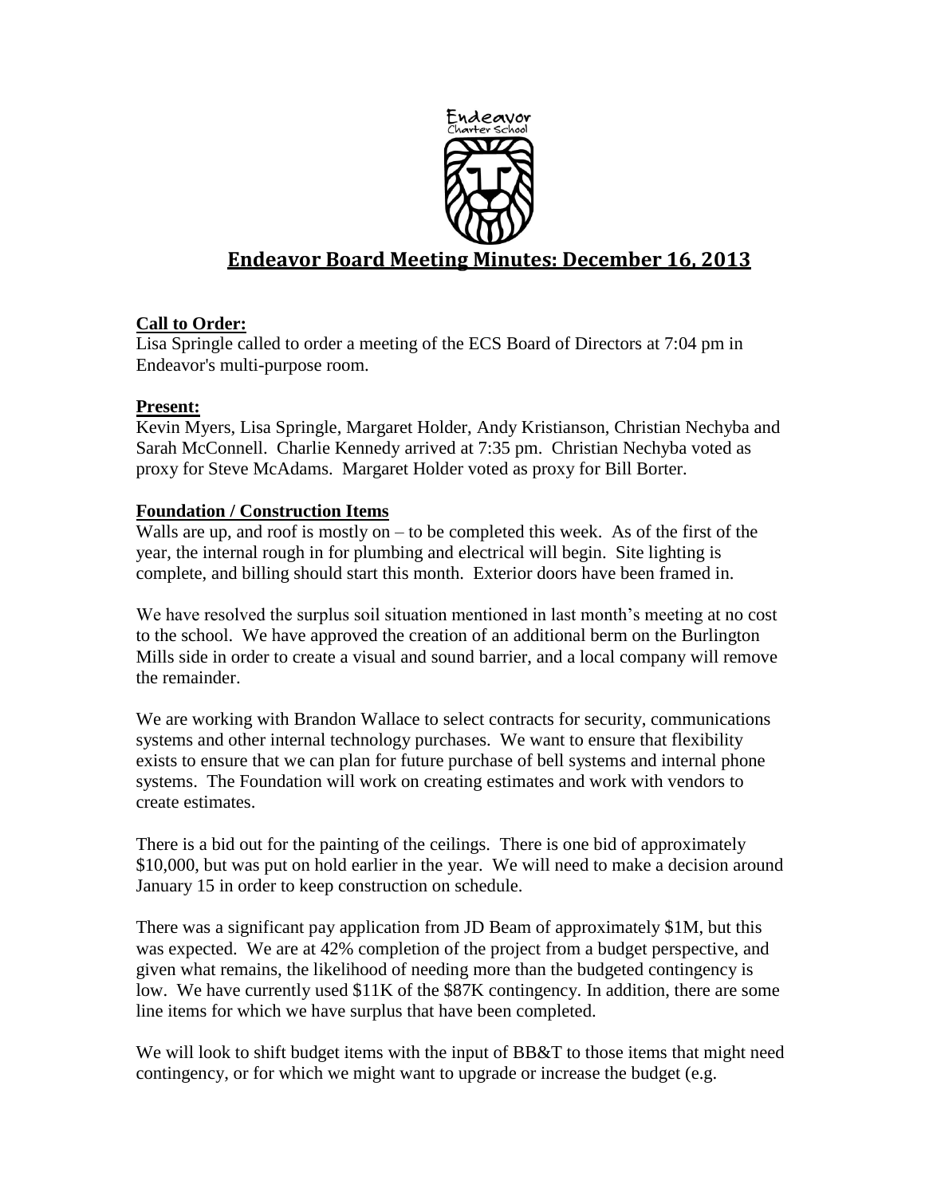# Endeavor Board Meeting Minutes: December 16, 2013

## Call to Order:

Lisa Springle called to order a meeting of the ECS Board of Directors at 7:04 pm in Endeavor's multi-purpose room.

## Present:

Kevin Myers, Lisa Springle, Margaret Holder, Andy Kristianson, Christian Nechyba and Sarah McConnell. Charlie Kennedy arrived at 7:35 pm. Christian Nechyba voted as proxy for Steve McAdams. Margaret Holder voted as proxy for Bill Borter.

## Foundation / Construction Items

Walls are up, and roof is mostly on – to be completed this week. As of the first of the year, the internal rough in for plumbing and electrical will begin. Site lighting is complete, and billing should start this month. Exterior doors have been framed in.

We have resolved the surplus soil situation mentioned in last month's meeting at no cost to the school. We have approved the creation of an additional berm on the Burlington Mills side in order to create a visual and sound barrier, and a local company will remove the remainder.

We are working with Brandon Wallace to select contracts for security, communications systems and other internal technology purchases. We want to ensure that flexibility exists to ensure that we can plan for future purchase of bell systems and internal phone systems. The Foundation will work on creating estimates and work with vendors to create estimates.

There is a bid out for the painting of the ceilings. There is one bid of approximately $10,000, but was put on hold earlier in the year. We will need to make a decision around January 15 in order to keep construction on schedule.

There was a significant pay application from JD Beam of approximately $1M, but this was expected. We are at 42% completion of the project from a budget perspective, and given what remains, the likelihood of needing more than the budgeted contingency is low. We have currently used $11K of the $87K contingency. In addition, there are some line items for which we have surplus that have been completed.

We will look to shift budget items with the input of BB&T to those items that might need contingency, or for which we might want to upgrade or increase the budget (e.g.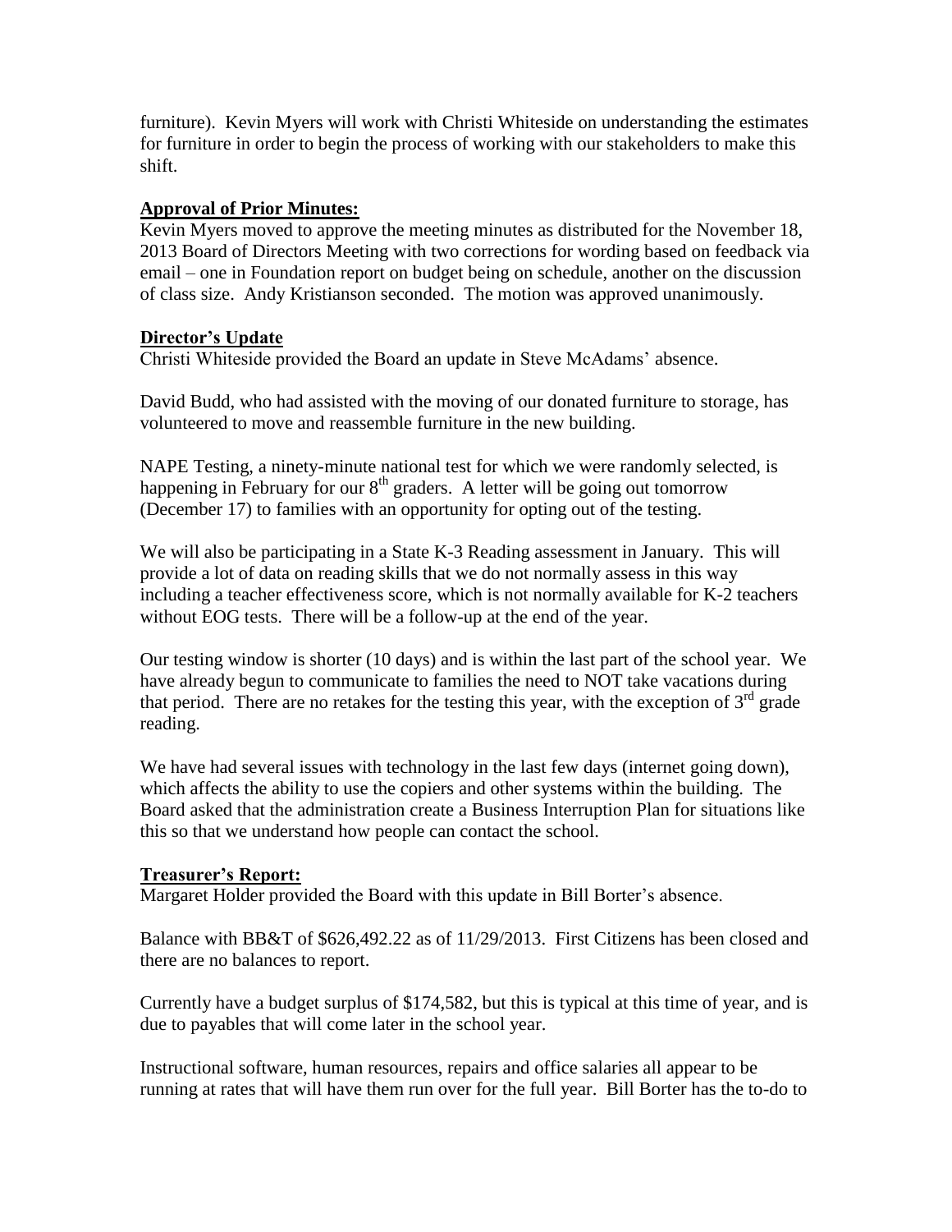furniture). Kevin Myers will work with Christi Whiteside on understanding the estimates for furniture in order to begin the process of working with our stakeholders to make this shift.

**Approval of Prior Minutes:**

Kevin Myers moved to approve the meeting minutes as distributed for the November 18, 2013 Board of Directors Meeting with two corrections for wording based on feedback via email – one in Foundation report on budget being on schedule, another on the discussion of class size. Andy Kristianson seconded. The motion was approved unanimously.

**Director's Update**

Christi Whiteside provided the Board an update in Steve McAdams' absence.

David Budd, who had assisted with the moving of our donated furniture to storage, has volunteered to move and reassemble furniture in the new building.

NAPE Testing, a ninety-minute national test for which we were randomly selected, is happening in February for our 8th graders. A letter will be going out tomorrow (December 17) to families with an opportunity for opting out of the testing.

We will also be participating in a State K-3 Reading assessment in January. This will provide a lot of data on reading skills that we do not normally assess in this way including a teacher effectiveness score, which is not normally available for K-2 teachers without EOG tests. There will be a follow-up at the end of the year.

Our testing window is shorter (10 days) and is within the last part of the school year. We have already begun to communicate to families the need to NOT take vacations during that period. There are no retakes for the testing this year, with the exception of 3rd grade reading.

We have had several issues with technology in the last few days (internet going down), which affects the ability to use the copiers and other systems within the building. The Board asked that the administration create a Business Interruption Plan for situations like this so that we understand how people can contact the school.

**Treasurer's Report:**

Margaret Holder provided the Board with this update in Bill Borter's absence.

Balance with BB&T of $626,492.22 as of 11/29/2013. First Citizens has been closed and there are no balances to report.

Currently have a budget surplus of $174,582, but this is typical at this time of year, and is due to payables that will come later in the school year.

Instructional software, human resources, repairs and office salaries all appear to be running at rates that will have them run over for the full year. Bill Borter has the to-do to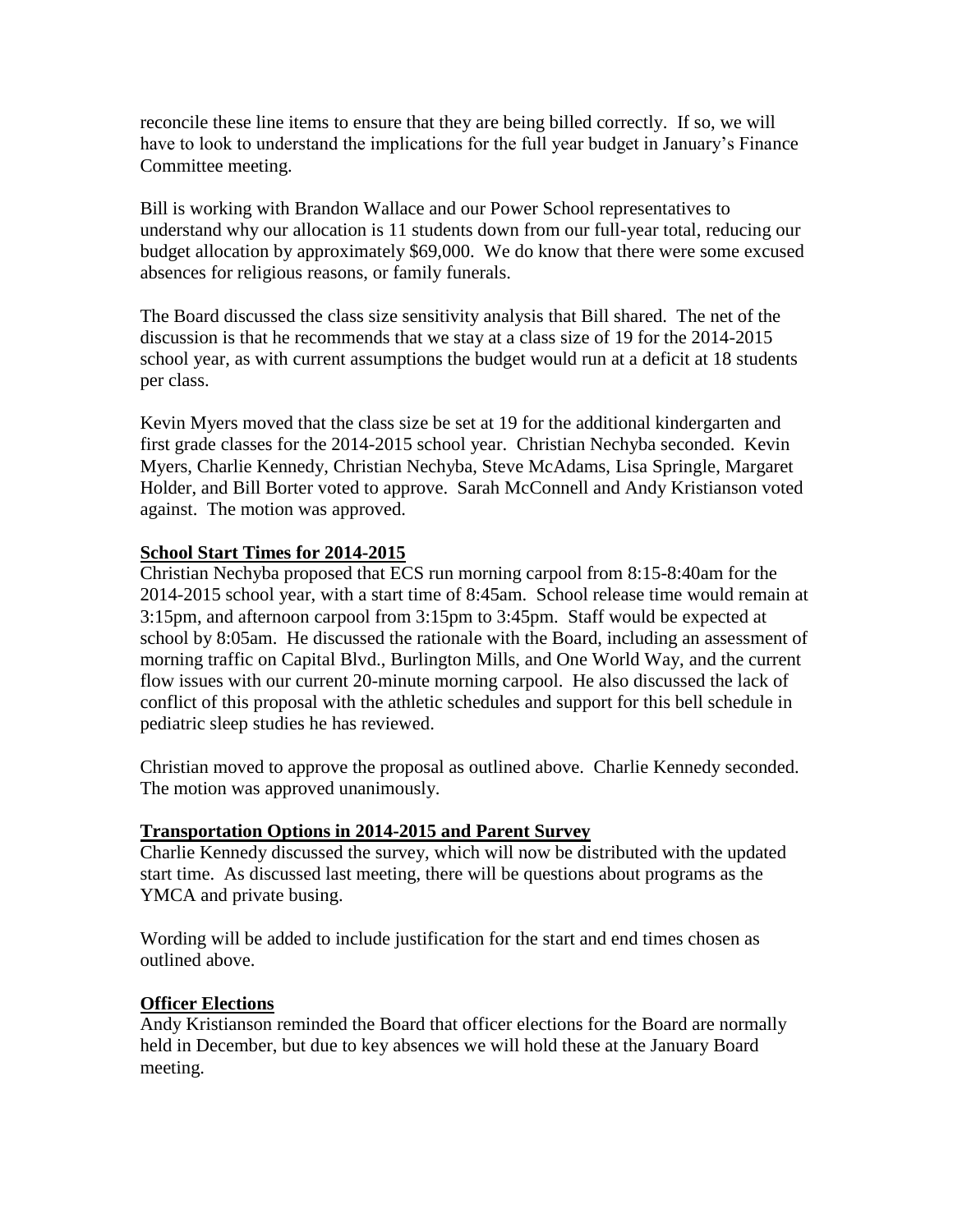reconcile these line items to ensure that they are being billed correctly. If so, we will have to look to understand the implications for the full year budget in January's Finance Committee meeting.

Bill is working with Brandon Wallace and our Power School representatives to understand why our allocation is 11 students down from our full-year total, reducing our budget allocation by approximately $69,000. We do know that there were some excused absences for religious reasons, or family funerals.

The Board discussed the class size sensitivity analysis that Bill shared. The net of the discussion is that he recommends that we stay at a class size of 19 for the 2014-2015 school year, as with current assumptions the budget would run at a deficit at 18 students per class.

Kevin Myers moved that the class size be set at 19 for the additional kindergarten and first grade classes for the 2014-2015 school year. Christian Nechyba seconded. Kevin Myers, Charlie Kennedy, Christian Nechyba, Steve McAdams, Lisa Springle, Margaret Holder, and Bill Borter voted to approve. Sarah McConnell and Andy Kristianson voted against. The motion was approved.

**School Start Times for 2014-2015**

Christian Nechyba proposed that ECS run morning carpool from 8:15-8:40am for the 2014-2015 school year, with a start time of 8:45am. School release time would remain at 3:15pm, and afternoon carpool from 3:15pm to 3:45pm. Staff would be expected at school by 8:05am. He discussed the rationale with the Board, including an assessment of morning traffic on Capital Blvd., Burlington Mills, and One World Way, and the current flow issues with our current 20-minute morning carpool. He also discussed the lack of conflict of this proposal with the athletic schedules and support for this bell schedule in pediatric sleep studies he has reviewed.

Christian moved to approve the proposal as outlined above. Charlie Kennedy seconded. The motion was approved unanimously.

**Transportation Options in 2014-2015 and Parent Survey**

Charlie Kennedy discussed the survey, which will now be distributed with the updated start time. As discussed last meeting, there will be questions about programs as the YMCA and private busing.

Wording will be added to include justification for the start and end times chosen as outlined above.

**Officer Elections**

Andy Kristianson reminded the Board that officer elections for the Board are normally held in December, but due to key absences we will hold these at the January Board meeting.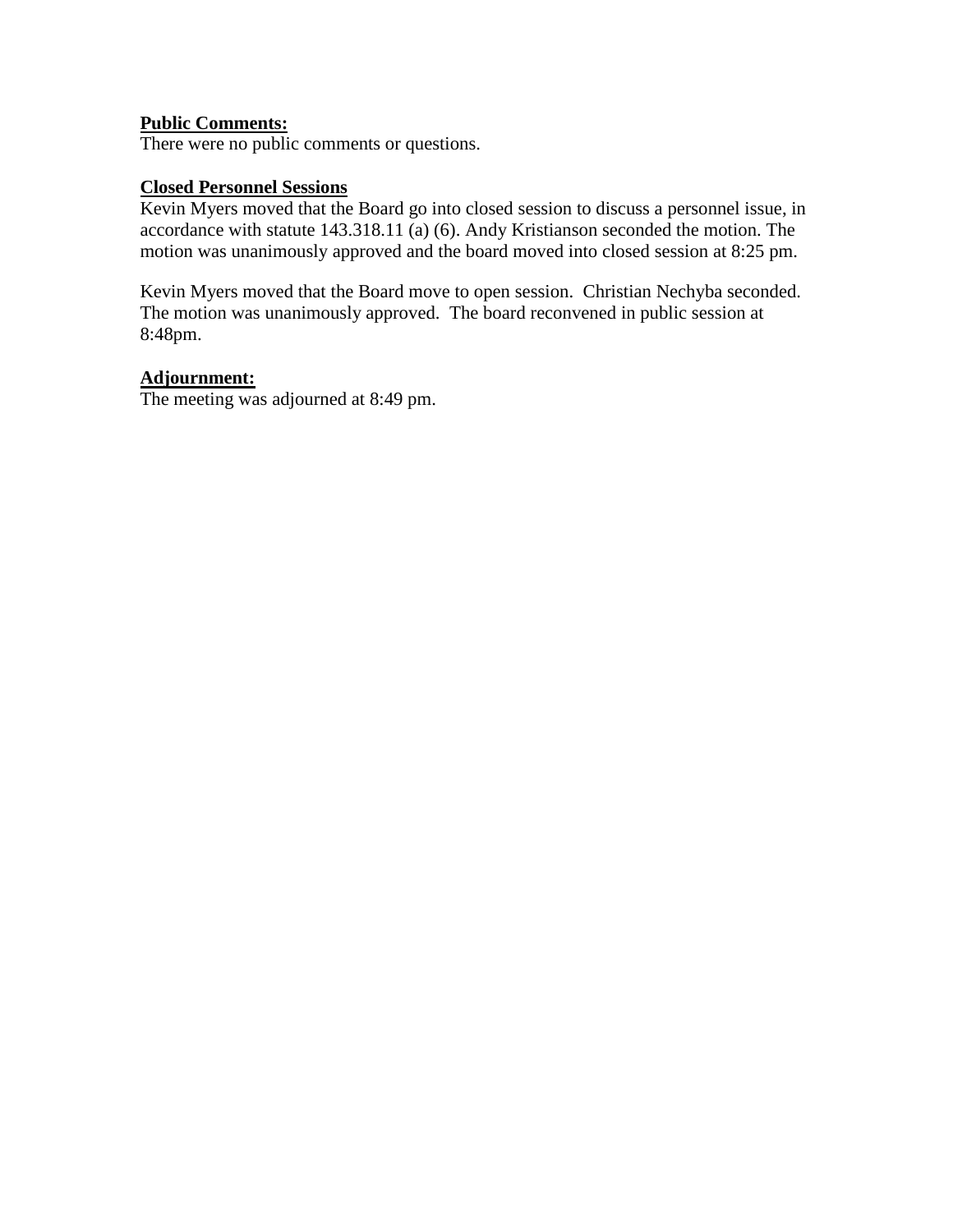**Public Comments:**
There were no public comments or questions.

**Closed Personnel Sessions**
Kevin Myers moved that the Board go into closed session to discuss a personnel issue, in accordance with statute 143.318.11 (a) (6). Andy Kristianson seconded the motion. The motion was unanimously approved and the board moved into closed session at 8:25 pm.

Kevin Myers moved that the Board move to open session. Christian Nechyba seconded. The motion was unanimously approved. The board reconvened in public session at 8:48pm.

**Adjournment:**
The meeting was adjourned at 8:49 pm.